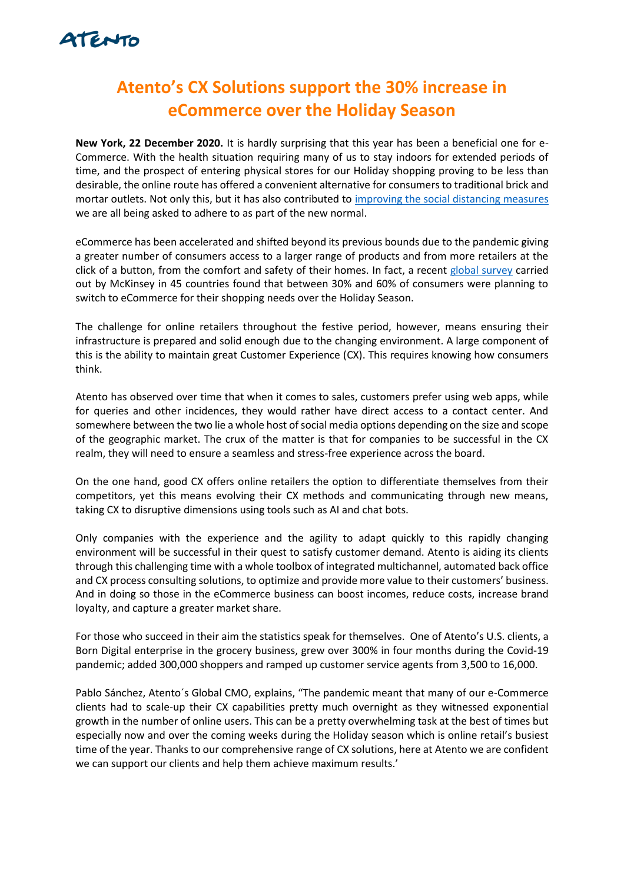# Atento's CX Solutions support the 30% increase in eCommerce over the Holiday Season

**New York, 22 December 2020.** It is hardly surprising that this year has been a beneficial one for e-Commerce. With the health situation requiring many of us to stay indoors for extended periods of time, and the prospect of entering physical stores for our Holiday shopping proving to be less than desirable, the online route has offered a convenient alternative for consumers to traditional brick and mortar outlets. Not only this, but it has also contributed to improving the social distancing measures we are all being asked to adhere to as part of the new normal.

eCommerce has been accelerated and shifted beyond its previous bounds due to the pandemic giving a greater number of consumers access to a larger range of products and from more retailers at the click of a button, from the comfort and safety of their homes. In fact, a recent global survey carried out by McKinsey in 45 countries found that between 30% and 60% of consumers were planning to switch to eCommerce for their shopping needs over the Holiday Season.

The challenge for online retailers throughout the festive period, however, means ensuring their infrastructure is prepared and solid enough due to the changing environment. A large component of this is the ability to maintain great Customer Experience (CX). This requires knowing how consumers think.

Atento has observed over time that when it comes to sales, customers prefer using web apps, while for queries and other incidences, they would rather have direct access to a contact center. And somewhere between the two lie a whole host of social media options depending on the size and scope of the geographic market. The crux of the matter is that for companies to be successful in the CX realm, they will need to ensure a seamless and stress-free experience across the board.

On the one hand, good CX offers online retailers the option to differentiate themselves from their competitors, yet this means evolving their CX methods and communicating through new means, taking CX to disruptive dimensions using tools such as AI and chat bots.

Only companies with the experience and the agility to adapt quickly to this rapidly changing environment will be successful in their quest to satisfy customer demand. Atento is aiding its clients through this challenging time with a whole toolbox of integrated multichannel, automated back office and CX process consulting solutions, to optimize and provide more value to their customers' business. And in doing so those in the eCommerce business can boost incomes, reduce costs, increase brand loyalty, and capture a greater market share.

For those who succeed in their aim the statistics speak for themselves. One of Atento's U.S. clients, a Born Digital enterprise in the grocery business, grew over 300% in four months during the Covid-19 pandemic; added 300,000 shoppers and ramped up customer service agents from 3,500 to 16,000.

Pablo Sánchez, Atento´s Global CMO, explains, "The pandemic meant that many of our e-Commerce clients had to scale-up their CX capabilities pretty much overnight as they witnessed exponential growth in the number of online users. This can be a pretty overwhelming task at the best of times but especially now and over the coming weeks during the Holiday season which is online retail's busiest time of the year. Thanks to our comprehensive range of CX solutions, here at Atento we are confident we can support our clients and help them achieve maximum results.'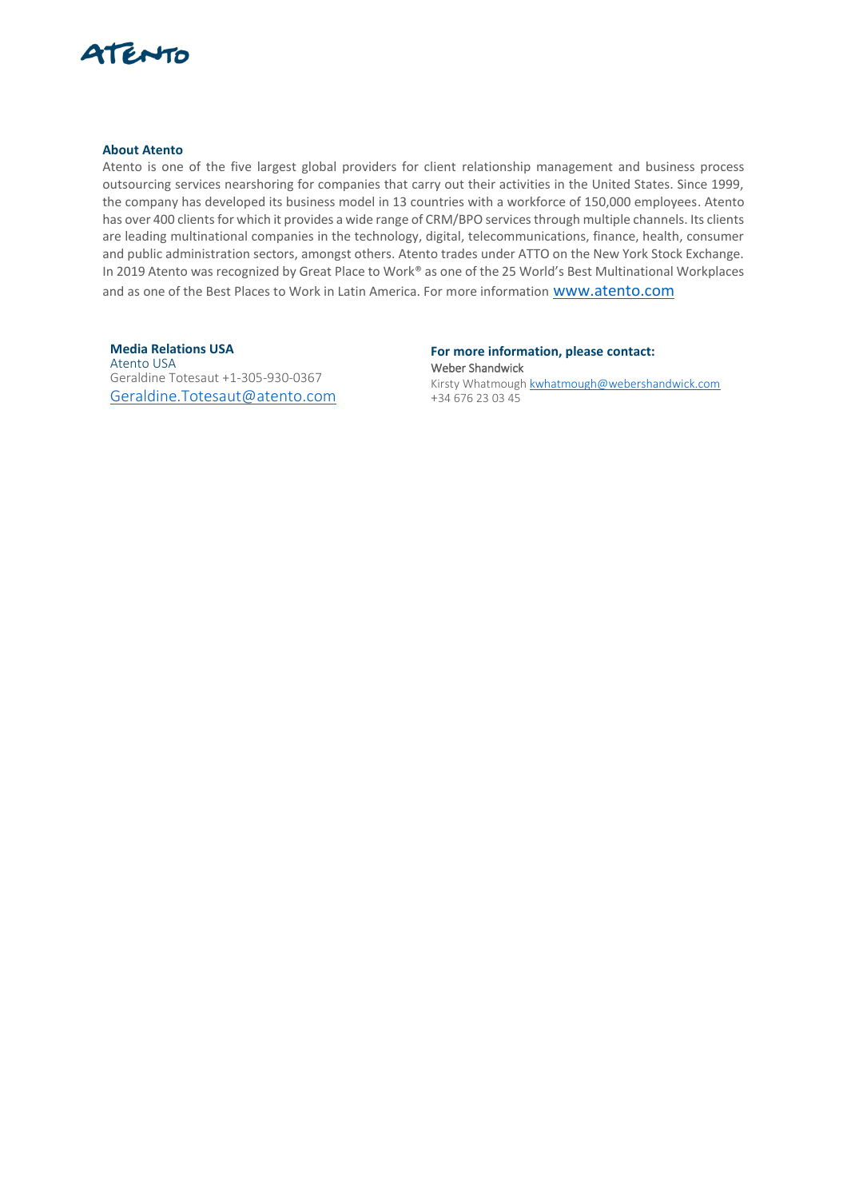**About Atento**

Atento is one of the five largest global providers for client relationship management and business process outsourcing services nearshoring for companies that carry out their activities in the United States. Since 1999, the company has developed its business model in 13 countries with a workforce of 150,000 employees. Atento has over 400 clients for which it provides a wide range of CRM/BPO services through multiple channels. Its clients are leading multinational companies in the technology, digital, telecommunications, finance, health, consumer and public administration sectors, amongst others. Atento trades under ATTO on the New York Stock Exchange. In 2019 Atento was recognized by Great Place to Work® as one of the 25 World's Best Multinational Workplaces and as one of the Best Places to Work in Latin America. For more information www.atento.com

**Media Relations USA**
Atento USA
Geraldine Totesaut +1-305-930-0367
Geraldine.Totesaut@atento.com

**For more information, please contact:**
Weber Shandwick
Kirsty Whatmough kwhatmough@webershandwick.com
+34 676 23 03 45